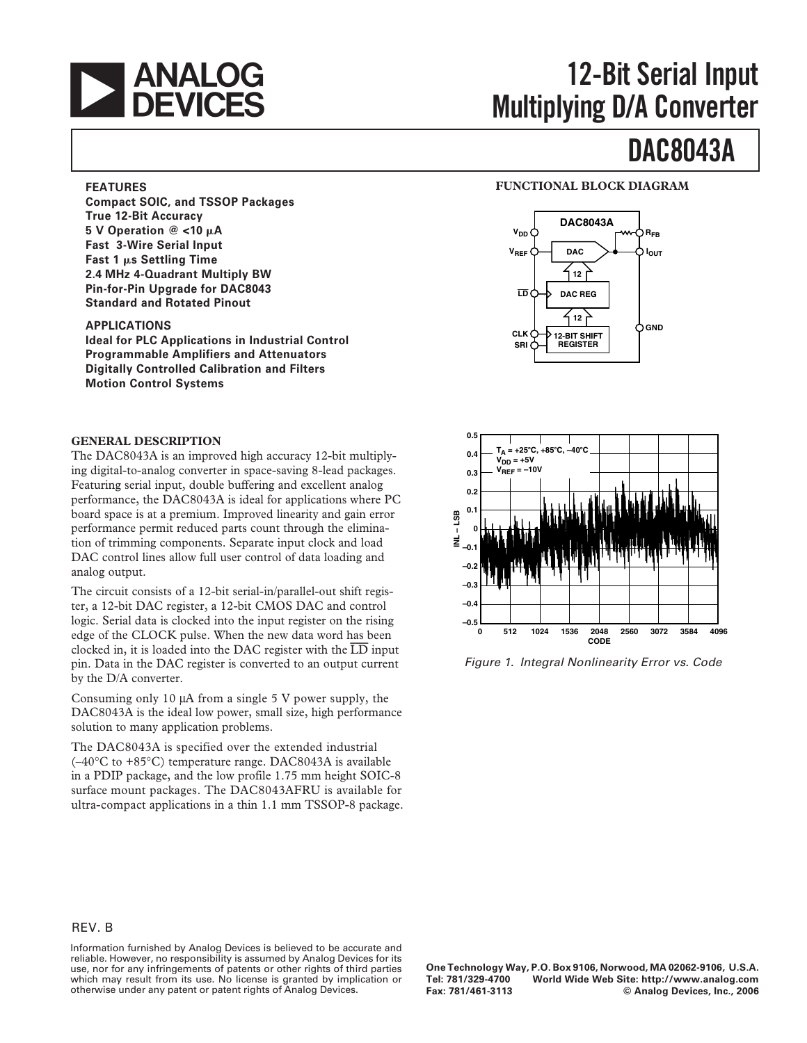# 12-Bit Serial Input Multiplying D/A Converter

# DAC8043A

## FEATURES

**Compact SOIC, and TSSOP Packages**
**True 12-Bit Accuracy**
**5 V Operation @ <10 μA**
**Fast 3-Wire Serial Input**
**Fast 1 μs Settling Time**
**2.4 MHz 4-Quadrant Multiply BW**
**Pin-for-Pin Upgrade for DAC8043**
**Standard and Rotated Pinout**

## APPLICATIONS

**Ideal for PLC Applications in Industrial Control**
**Programmable Amplifiers and Attenuators**
**Digitally Controlled Calibration and Filters**
**Motion Control Systems**

## FUNCTIONAL BLOCK DIAGRAM

## GENERAL DESCRIPTION

The DAC8043A is an improved high accuracy 12-bit multiplying digital-to-analog converter in space-saving 8-lead packages. Featuring serial input, double buffering and excellent analog performance, the DAC8043A is ideal for applications where PC board space is at a premium. Improved linearity and gain error performance permit reduced parts count through the elimination of trimming components. Separate input clock and load DAC control lines allow full user control of data loading and analog output.

The circuit consists of a 12-bit serial-in/parallel-out shift register, a 12-bit DAC register, a 12-bit CMOS DAC and control logic. Serial data is clocked into the input register on the rising edge of the CLOCK pulse. When the new data word has been clocked in, it is loaded into the DAC register with the $\overline{LD}$ input pin. Data in the DAC register is converted to an output current by the D/A converter.

Consuming only 10 μA from a single 5 V power supply, the DAC8043A is the ideal low power, small size, high performance solution to many application problems.

The DAC8043A is specified over the extended industrial (–40°C to +85°C) temperature range. DAC8043A is available in a PDIP package, and the low profile 1.75 mm height SOIC-8 surface mount packages. The DAC8043AFRU is available for ultra-compact applications in a thin 1.1 mm TSSOP-8 package.

*Figure 1. Integral Nonlinearity Error vs. Code*

REV. B

Information furnished by Analog Devices is believed to be accurate and reliable. However, no responsibility is assumed by Analog Devices for its use, nor for any infringements of patents or other rights of third parties which may result from its use. No license is granted by implication or otherwise under any patent or patent rights of Analog Devices.

One Technology Way, P.O. Box 9106, Norwood, MA 02062-9106, U.S.A.
Tel: 781/329-4700 World Wide Web Site: http://www.analog.com
Fax: 781/461-3113 © Analog Devices, Inc., 2006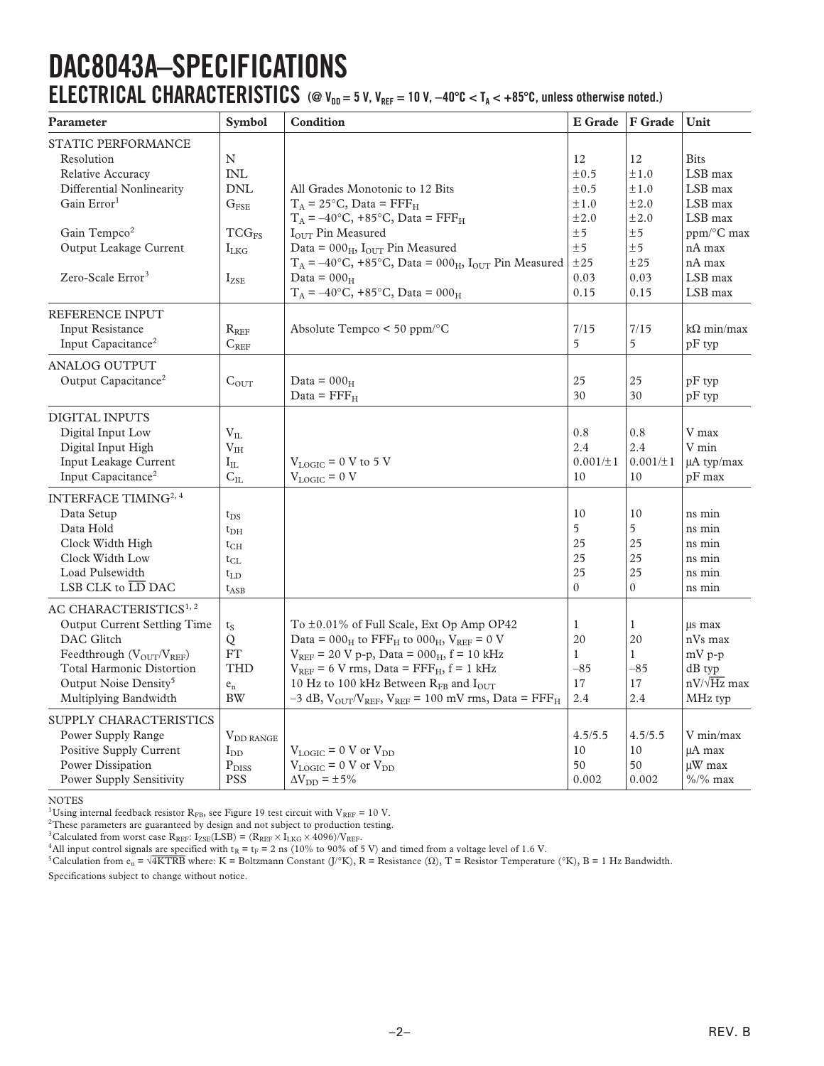# DAC8043A–SPECIFICATIONS

## ELECTRICAL CHARACTERISTICS (@ $V_{DD}$ = 5 V, $V_{REF}$ = 10 V, –40°C < $T_A$ < +85°C, unless otherwise noted.)

| Parameter | Symbol | Condition | E Grade | F Grade | Unit |
|---|---|---|---|---|---|
| STATIC PERFORMANCE | | | | | |
| Resolution | N | | 12 | 12 | Bits |
| Relative Accuracy | INL | | ±0.5 | ±1.0 | LSB max |
| Differential Nonlinearity | DNL | All Grades Monotonic to 12 Bits | ±0.5 | ±1.0 | LSB max |
| Gain Error[1] | $G_{FSE}$ | $T_A$ = 25°C, Data = $FFF_H$ | ±1.0 | ±2.0 | LSB max |
| | | $T_A$ = –40°C, +85°C, Data = $FFF_H$ | ±2.0 | ±2.0 | LSB max |
| Gain Tempco[2] | $TCG_{FS}$ | $I_{OUT}$ Pin Measured | ±5 | ±5 | ppm/°C max |
| Output Leakage Current | $I_{LKG}$ | Data = $000_H$, $I_{OUT}$ Pin Measured | ±5 | ±5 | nA max |
| | | $T_A$ = –40°C, +85°C, Data = $000_H$, $I_{OUT}$ Pin Measured | ±25 | ±25 | nA max |
| Zero-Scale Error[3] | $I_{ZSE}$ | Data = $000_H$ | 0.03 | 0.03 | LSB max |
| | | $T_A$ = –40°C, +85°C, Data = $000_H$ | 0.15 | 0.15 | LSB max |
| REFERENCE INPUT | | | | | |
| Input Resistance | $R_{REF}$ | Absolute Tempco < 50 ppm/°C | 7/15 | 7/15 | kΩ min/max |
| Input Capacitance[2] | $C_{REF}$ | | 5 | 5 | pF typ |
| ANALOG OUTPUT | | | | | |
| Output Capacitance[2] | $C_{OUT}$ | Data = $000_H$ | 25 | 25 | pF typ |
| | | Data = $FFF_H$ | 30 | 30 | pF typ |
| DIGITAL INPUTS | | | | | |
| Digital Input Low | $V_{IL}$ | | 0.8 | 0.8 | V max |
| Digital Input High | $V_{IH}$ | | 2.4 | 2.4 | V min |
| Input Leakage Current | $I_{IL}$ | $V_{LOGIC}$ = 0 V to 5 V | 0.001/±1 | 0.001/±1 | µA typ/max |
| Input Capacitance[2] | $C_{IL}$ | $V_{LOGIC}$ = 0 V | 10 | 10 | pF max |
| INTERFACE TIMING[2, 4] | | | | | |
| Data Setup | $t_{DS}$ | | 10 | 10 | ns min |
| Data Hold | $t_{DH}$ | | 5 | 5 | ns min |
| Clock Width High | $t_{CH}$ | | 25 | 25 | ns min |
| Clock Width Low | $t_{CL}$ | | 25 | 25 | ns min |
| Load Pulsewidth | $t_{LD}$ | | 25 | 25 | ns min |
| LSB CLK to $\overline{LD}$ DAC | $t_{ASB}$ | | 0 | 0 | ns min |
| AC CHARACTERISTICS[1, 2] | | | | | |
| Output Current Settling Time | $t_S$ | To ±0.01% of Full Scale, Ext Op Amp OP42 | 1 | 1 | µs max |
| DAC Glitch | Q | Data = $000_H$ to $FFF_H$ to $000_H$, $V_{REF}$ = 0 V | 20 | 20 | nVs max |
| Feedthrough ($V_{OUT}/V_{REF}$) | FT | $V_{REF}$ = 20 V p-p, Data = $000_H$, f = 10 kHz | 1 | 1 | mV p-p |
| Total Harmonic Distortion | THD | $V_{REF}$ = 6 V rms, Data = $FFF_H$, f = 1 kHz | –85 | –85 | dB typ |
| Output Noise Density[5] | $e_n$ | 10 Hz to 100 kHz Between $R_{FB}$ and $I_{OUT}$ | 17 | 17 | nV/√Hz max |
| Multiplying Bandwidth | BW | –3 dB, $V_{OUT}/V_{REF}$, $V_{REF}$ = 100 mV rms, Data = $FFF_H$ | 2.4 | 2.4 | MHz typ |
| SUPPLY CHARACTERISTICS | | | | | |
| Power Supply Range | $V_{DD\ RANGE}$ | | 4.5/5.5 | 4.5/5.5 | V min/max |
| Positive Supply Current | $I_{DD}$ | $V_{LOGIC}$ = 0 V or $V_{DD}$ | 10 | 10 | µA max |
| Power Dissipation | $P_{DISS}$ | $V_{LOGIC}$ = 0 V or $V_{DD}$ | 50 | 50 | µW max |
| Power Supply Sensitivity | PSS | $\Delta V_{DD}$ = ±5% | 0.002 | 0.002 | %/% max |

NOTES

[1]Using internal feedback resistor $R_{FB}$, see Figure 19 test circuit with $V_{REF}$ = 10 V.

[2]These parameters are guaranteed by design and not subject to production testing.

[3]Calculated from worst case $R_{REF}$: $I_{ZSE}(LSB) = (R_{REF} \times I_{LKG} \times 4096)/V_{REF}$.

[4]All input control signals are specified with $t_R = t_F$ = 2 ns (10% to 90% of 5 V) and timed from a voltage level of 1.6 V.

[5]Calculation from $e_n = \sqrt{4KTRB}$ where: K = Boltzmann Constant (J/°K), R = Resistance (Ω), T = Resistor Temperature (°K), B = 1 Hz Bandwidth.

Specifications subject to change without notice.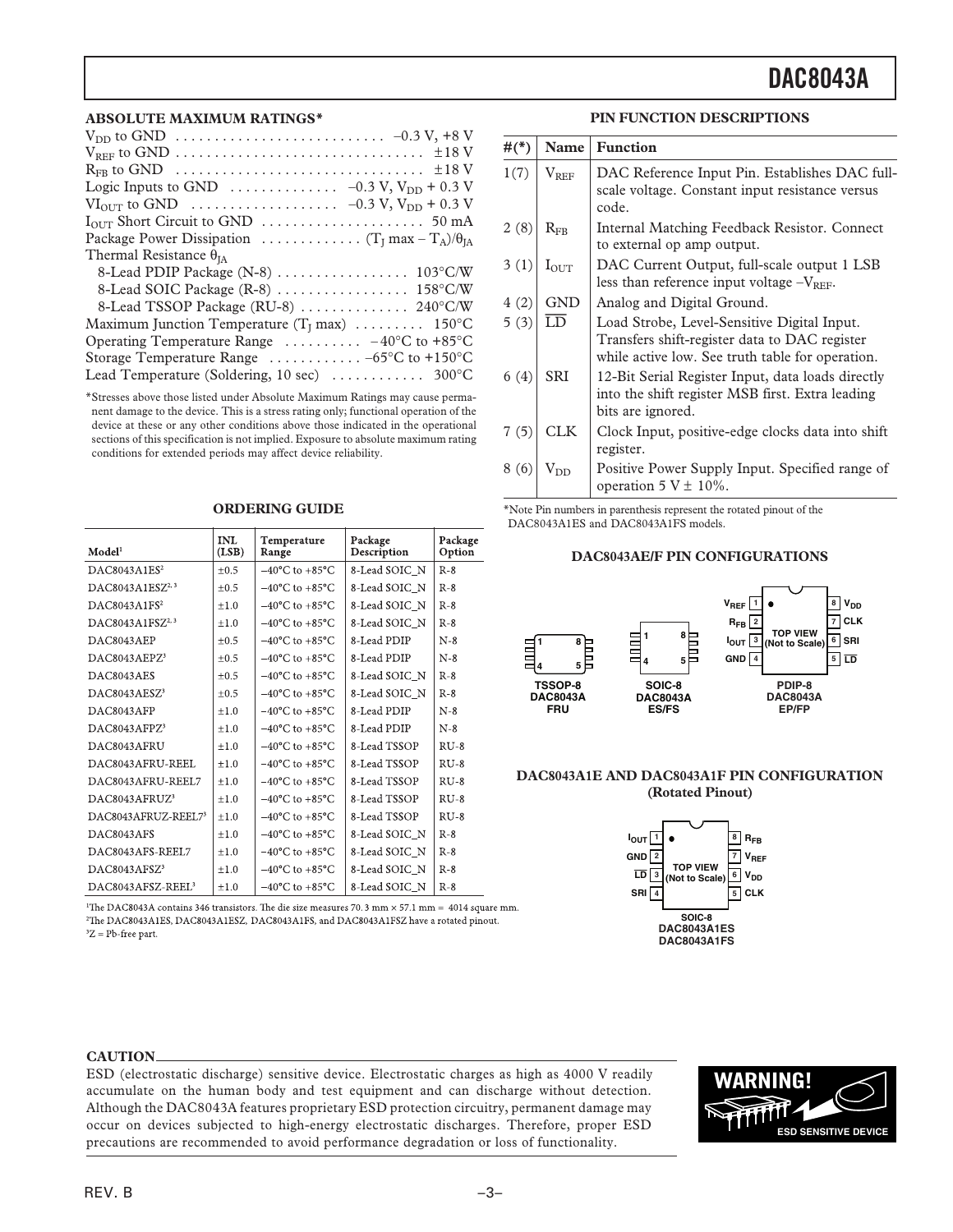## ABSOLUTE MAXIMUM RATINGS*

$V_{DD}$ to GND . . . . . . . . . . . . . . . . . . . . . . . . . . –0.3 V, +8 V
$V_{REF}$ to GND . . . . . . . . . . . . . . . . . . . . . . . . . . . . . . . ±18 V
$R_{FB}$ to GND . . . . . . . . . . . . . . . . . . . . . . . . . . . . . . . ±18 V
Logic Inputs to GND . . . . . . . . . . . . . –0.3 V, $V_{DD}$ + 0.3 V
$VI_{OUT}$ to GND . . . . . . . . . . . . . . . . . . –0.3 V, $V_{DD}$ + 0.3 V
$I_{OUT}$ Short Circuit to GND . . . . . . . . . . . . . . . . . . . . . 50 mA
Package Power Dissipation . . . . . . . . . . . . . $(T_J \text{ max} – T_A)/\theta_{JA}$
Thermal Resistance $\theta_{JA}$
  8-Lead PDIP Package (N-8) . . . . . . . . . . . . . . . . . 103°C/W
  8-Lead SOIC Package (R-8) . . . . . . . . . . . . . . . . . 158°C/W
  8-Lead TSSOP Package (RU-8) . . . . . . . . . . . . . . 240°C/W
Maximum Junction Temperature ($T_J$ max) . . . . . . . . . 150°C
Operating Temperature Range . . . . . . . . . . –40°C to +85°C
Storage Temperature Range . . . . . . . . . . . . –65°C to +150°C
Lead Temperature (Soldering, 10 sec) . . . . . . . . . . . . 300°C

*Stresses above those listed under Absolute Maximum Ratings may cause permanent damage to the device. This is a stress rating only; functional operation of the device at these or any other conditions above those indicated in the operational sections of this specification is not implied. Exposure to absolute maximum rating conditions for extended periods may affect device reliability.

## ORDERING GUIDE

| Model[1] | INL (LSB) | Temperature Range | Package Description | Package Option |
|---|---|---|---|---|
| DAC8043A1ES[2] | ±0.5 | –40°C to +85°C | 8-Lead SOIC_N | R-8 |
| DAC8043A1ESZ[2, 3] | ±0.5 | –40°C to +85°C | 8-Lead SOIC_N | R-8 |
| DAC8043A1FS[2] | ±1.0 | –40°C to +85°C | 8-Lead SOIC_N | R-8 |
| DAC8043A1FSZ[2, 3] | ±1.0 | –40°C to +85°C | 8-Lead SOIC_N | R-8 |
| DAC8043AEP | ±0.5 | –40°C to +85°C | 8-Lead PDIP | N-8 |
| DAC8043AEPZ[3] | ±0.5 | –40°C to +85°C | 8-Lead PDIP | N-8 |
| DAC8043AES | ±0.5 | –40°C to +85°C | 8-Lead SOIC_N | R-8 |
| DAC8043AESZ[3] | ±0.5 | –40°C to +85°C | 8-Lead SOIC_N | R-8 |
| DAC8043AFP | ±1.0 | –40°C to +85°C | 8-Lead PDIP | N-8 |
| DAC8043AFPZ[3] | ±1.0 | –40°C to +85°C | 8-Lead PDIP | N-8 |
| DAC8043AFRU | ±1.0 | –40°C to +85°C | 8-Lead TSSOP | RU-8 |
| DAC8043AFRU-REEL | ±1.0 | –40°C to +85°C | 8-Lead TSSOP | RU-8 |
| DAC8043AFRU-REEL7 | ±1.0 | –40°C to +85°C | 8-Lead TSSOP | RU-8 |
| DAC8043AFRUZ[3] | ±1.0 | –40°C to +85°C | 8-Lead TSSOP | RU-8 |
| DAC8043AFRUZ-REEL7[3] | ±1.0 | –40°C to +85°C | 8-Lead TSSOP | RU-8 |
| DAC8043AFS | ±1.0 | –40°C to +85°C | 8-Lead SOIC_N | R-8 |
| DAC8043AFS-REEL7 | ±1.0 | –40°C to +85°C | 8-Lead SOIC_N | R-8 |
| DAC8043AFSZ[3] | ±1.0 | –40°C to +85°C | 8-Lead SOIC_N | R-8 |
| DAC8043AFSZ-REEL[3] | ±1.0 | –40°C to +85°C | 8-Lead SOIC_N | R-8 |

[1]The DAC8043A contains 346 transistors. The die size measures 70.3 mm × 57.1 mm = 4014 square mm.
[2]The DAC8043A1ES, DAC8043A1ESZ, DAC8043A1FS, and DAC8043A1FSZ have a rotated pinout.
[3]Z = Pb-free part.

## PIN FUNCTION DESCRIPTIONS

| #(*) | Name | Function |
|---|---|---|
| 1(7) | $V_{REF}$ | DAC Reference Input Pin. Establishes DAC full-scale voltage. Constant input resistance versus code. |
| 2 (8) | $R_{FB}$ | Internal Matching Feedback Resistor. Connect to external op amp output. |
| 3 (1) | $I_{OUT}$ | DAC Current Output, full-scale output 1 LSB less than reference input voltage $-V_{REF}$. |
| 4 (2) | GND | Analog and Digital Ground. |
| 5 (3) | $\overline{LD}$ | Load Strobe, Level-Sensitive Digital Input. Transfers shift-register data to DAC register while active low. See truth table for operation. |
| 6 (4) | SRI | 12-Bit Serial Register Input, data loads directly into the shift register MSB first. Extra leading bits are ignored. |
| 7 (5) | CLK | Clock Input, positive-edge clocks data into shift register. |
| 8 (6) | $V_{DD}$ | Positive Power Supply Input. Specified range of operation 5 V ± 10%. |

*Note Pin numbers in parenthesis represent the rotated pinout of the DAC8043A1ES and DAC8043A1FS models.

## DAC8043AE/F PIN CONFIGURATIONS

TSSOP-8 DAC8043A FRU

SOIC-8 DAC8043A ES/FS

PDIP-8 DAC8043A EP/FP

$V_{REF}$ 1 — 8 $V_{DD}$
$R_{FB}$ 2 — 7 CLK
$I_{OUT}$ 3 — 6 SRI
GND 4 — 5 $\overline{LD}$

TOP VIEW (Not to Scale)

## DAC8043A1E AND DAC8043A1F PIN CONFIGURATION (Rotated Pinout)

$I_{OUT}$ 1 — 8 $R_{FB}$
GND 2 — 7 $V_{REF}$
$\overline{LD}$ 3 — 6 $V_{DD}$
SRI 4 — 5 CLK

TOP VIEW (Not to Scale)

SOIC-8 DAC8043A1ES DAC8043A1FS

## CAUTION

ESD (electrostatic discharge) sensitive device. Electrostatic charges as high as 4000 V readily accumulate on the human body and test equipment and can discharge without detection. Although the DAC8043A features proprietary ESD protection circuitry, permanent damage may occur on devices subjected to high-energy electrostatic discharges. Therefore, proper ESD precautions are recommended to avoid performance degradation or loss of functionality.

WARNING! ESD SENSITIVE DEVICE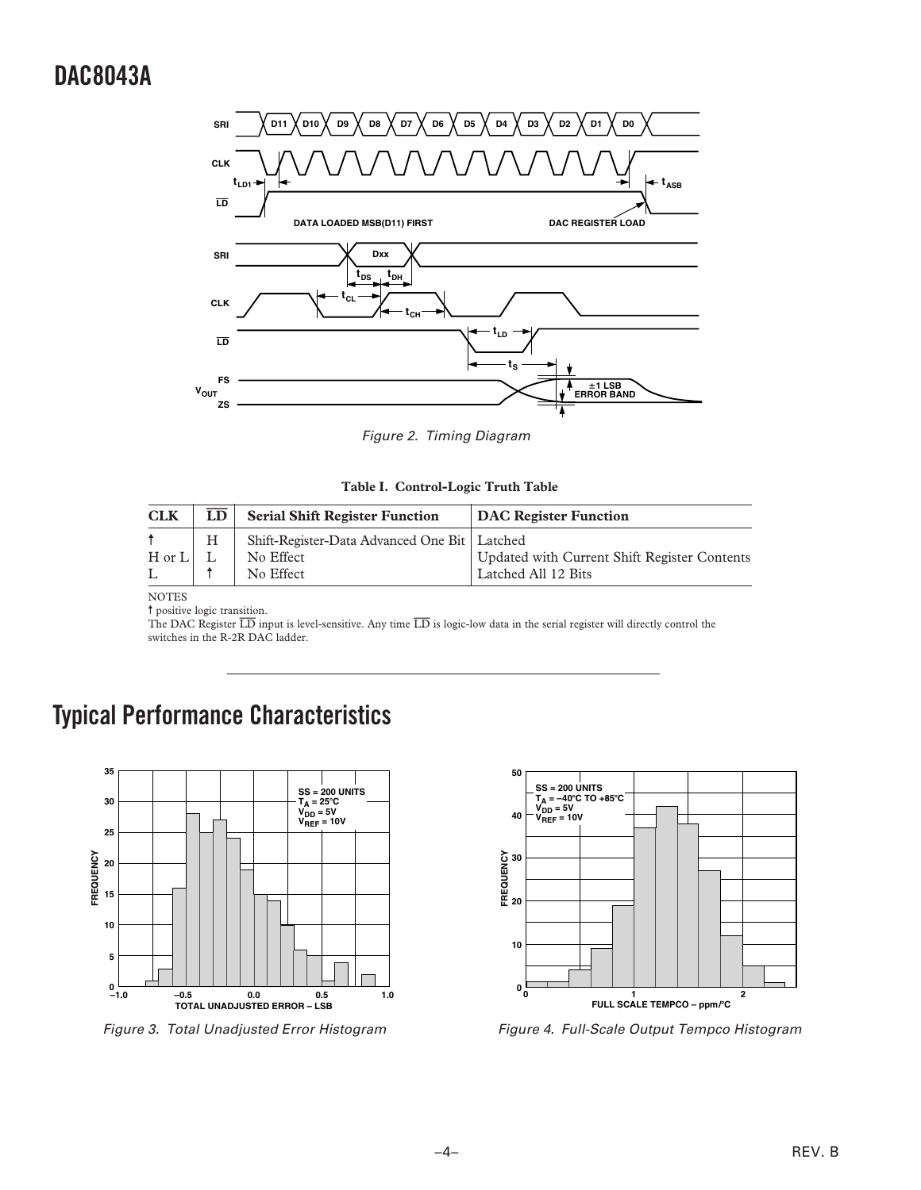Figure 2. Timing Diagram

**Table I. Control-Logic Truth Table**

| CLK | $\overline{LD}$ | Serial Shift Register Function | DAC Register Function |
|---|---|---|---|
| ↑ | H | Shift-Register-Data Advanced One Bit | Latched |
| H or L | L | No Effect | Updated with Current Shift Register Contents |
| L | ↑ | No Effect | Latched All 12 Bits |

NOTES

↑ positive logic transition.

The DAC Register $\overline{LD}$ input is level-sensitive. Any time $\overline{LD}$ is logic-low data in the serial register will directly control the switches in the R-2R DAC ladder.

## Typical Performance Characteristics

Figure 3. Total Unadjusted Error Histogram

Figure 4. Full-Scale Output Tempco Histogram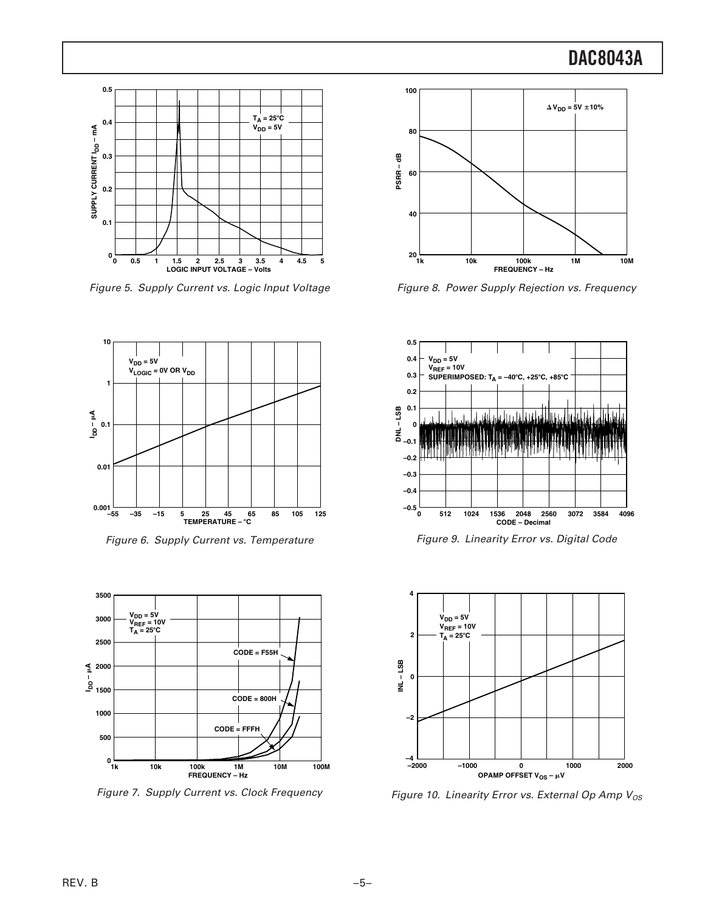Figure 5. Supply Current vs. Logic Input Voltage

Figure 6. Supply Current vs. Temperature

Figure 7. Supply Current vs. Clock Frequency

Figure 8. Power Supply Rejection vs. Frequency

Figure 9. Linearity Error vs. Digital Code

Figure 10. Linearity Error vs. External Op Amp $V_{OS}$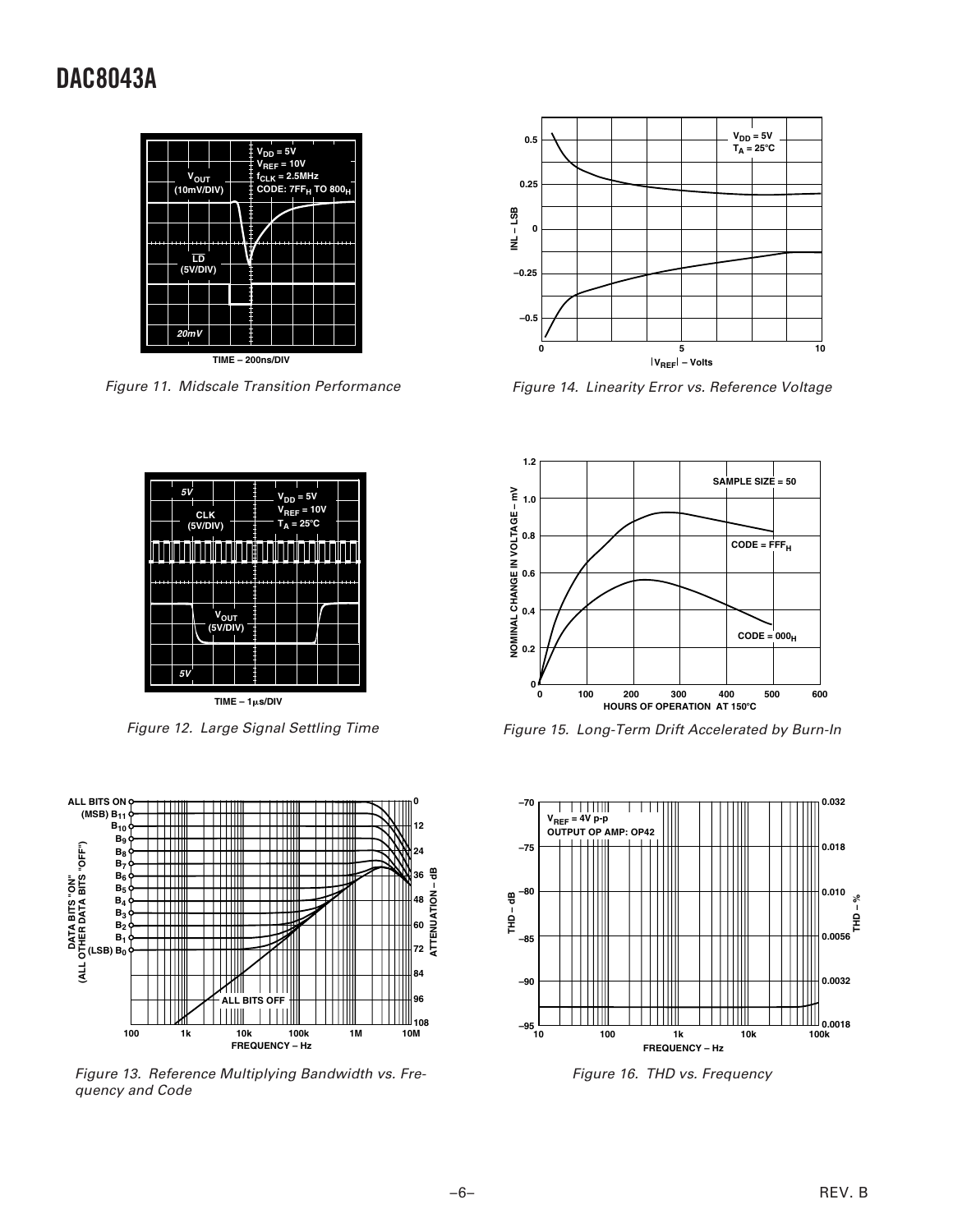Figure 11. Midscale Transition Performance

Figure 14. Linearity Error vs. Reference Voltage

Figure 12. Large Signal Settling Time

Figure 15. Long-Term Drift Accelerated by Burn-In

Figure 13. Reference Multiplying Bandwidth vs. Frequency and Code

Figure 16. THD vs. Frequency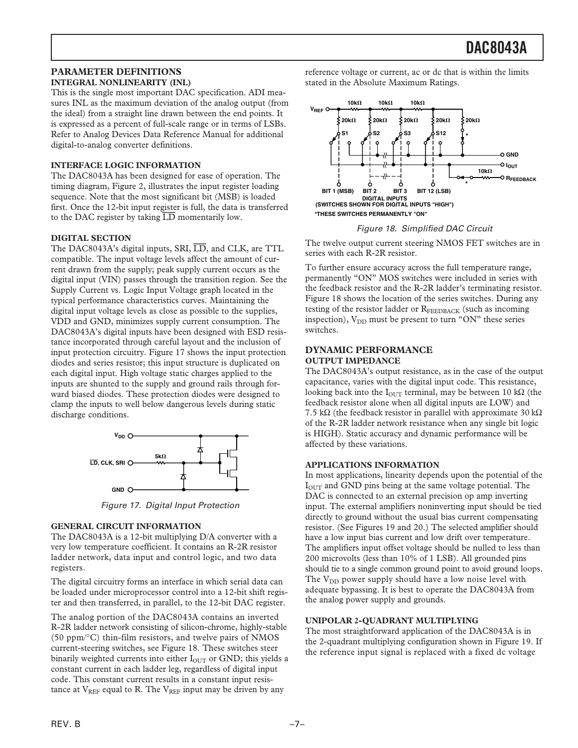## PARAMETER DEFINITIONS

### INTEGRAL NONLINEARITY (INL)

This is the single most important DAC specification. ADI measures INL as the maximum deviation of the analog output (from the ideal) from a straight line drawn between the end points. It is expressed as a percent of full-scale range or in terms of LSBs. Refer to Analog Devices Data Reference Manual for additional digital-to-analog converter definitions.

### INTERFACE LOGIC INFORMATION

The DAC8043A has been designed for ease of operation. The timing diagram, Figure 2, illustrates the input register loading sequence. Note that the most significant bit (MSB) is loaded first. Once the 12-bit input register is full, the data is transferred to the DAC register by taking $\overline{LD}$ momentarily low.

### DIGITAL SECTION

The DAC8043A's digital inputs, SRI, $\overline{LD}$, and CLK, are TTL compatible. The input voltage levels affect the amount of current drawn from the supply; peak supply current occurs as the digital input (VIN) passes through the transition region. See the Supply Current vs. Logic Input Voltage graph located in the typical performance characteristics curves. Maintaining the digital input voltage levels as close as possible to the supplies, VDD and GND, minimizes supply current consumption. The DAC8043A's digital inputs have been designed with ESD resistance incorporated through careful layout and the inclusion of input protection circuitry. Figure 17 shows the input protection diodes and series resistor; this input structure is duplicated on each digital input. High voltage static charges applied to the inputs are shunted to the supply and ground rails through forward biased diodes. These protection diodes were designed to clamp the inputs to well below dangerous levels during static discharge conditions.

Figure 17. Digital Input Protection

### GENERAL CIRCUIT INFORMATION

The DAC8043A is a 12-bit multiplying D/A converter with a very low temperature coefficient. It contains an R-2R resistor ladder network, data input and control logic, and two data registers.

The digital circuitry forms an interface in which serial data can be loaded under microprocessor control into a 12-bit shift register and then transferred, in parallel, to the 12-bit DAC register.

The analog portion of the DAC8043A contains an inverted R-2R ladder network consisting of silicon-chrome, highly-stable (50 ppm/°C) thin-film resistors, and twelve pairs of NMOS current-steering switches, see Figure 18. These switches steer binarily weighted currents into either $I_{OUT}$ or GND; this yields a constant current in each ladder leg, regardless of digital input code. This constant current results in a constant input resistance at $V_{REF}$ equal to R. The $V_{REF}$ input may be driven by any reference voltage or current, ac or dc that is within the limits stated in the Absolute Maximum Ratings.

Figure 18. Simplified DAC Circuit

The twelve output current steering NMOS FET switches are in series with each R-2R resistor.

To further ensure accuracy across the full temperature range, permanently "ON" MOS switches were included in series with the feedback resistor and the R-2R ladder's terminating resistor. Figure 18 shows the location of the series switches. During any testing of the resistor ladder or $R_{FEEDBACK}$ (such as incoming inspection), $V_{DD}$ must be present to turn "ON" these series switches.

## DYNAMIC PERFORMANCE

### OUTPUT IMPEDANCE

The DAC8043A's output resistance, as in the case of the output capacitance, varies with the digital input code. This resistance, looking back into the $I_{OUT}$ terminal, may be between 10 kΩ (the feedback resistor alone when all digital inputs are LOW) and 7.5 kΩ (the feedback resistor in parallel with approximate 30 kΩ of the R-2R ladder network resistance when any single bit logic is HIGH). Static accuracy and dynamic performance will be affected by these variations.

### APPLICATIONS INFORMATION

In most applications, linearity depends upon the potential of the $I_{OUT}$ and GND pins being at the same voltage potential. The DAC is connected to an external precision op amp inverting input. The external amplifiers noninverting input should be tied directly to ground without the usual bias current compensating resistor. (See Figures 19 and 20.) The selected amplifier should have a low input bias current and low drift over temperature. The amplifiers input offset voltage should be nulled to less than 200 microvolts (less than 10% of 1 LSB). All grounded pins should tie to a single common ground point to avoid ground loops. The $V_{DD}$ power supply should have a low noise level with adequate bypassing. It is best to operate the DAC8043A from the analog power supply and grounds.

### UNIPOLAR 2-QUADRANT MULTIPLYING

The most straightforward application of the DAC8043A is in the 2-quadrant multiplying configuration shown in Figure 19. If the reference input signal is replaced with a fixed dc voltage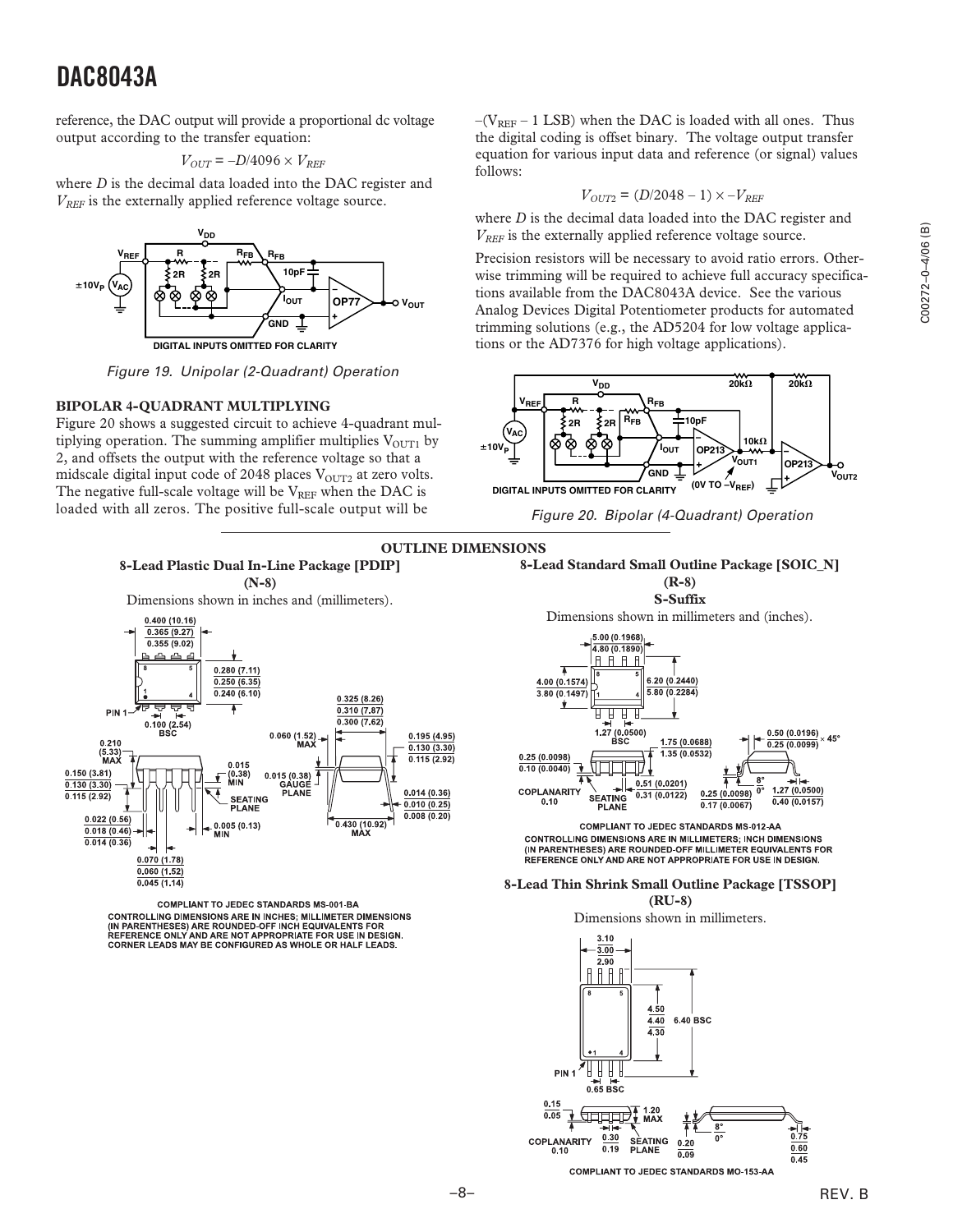reference, the DAC output will provide a proportional dc voltage output according to the transfer equation:

$$V_{OUT} = -D/4096 \times V_{REF}$$

where $D$ is the decimal data loaded into the DAC register and $V_{REF}$ is the externally applied reference voltage source.

V_DD
V_REF
R
R_FB
R_FB
2R
2R
10pF
±10V_P
V_AC
I_OUT
OP77
V_OUT
GND
DIGITAL INPUTS OMITTED FOR CLARITY

Figure 19. Unipolar (2-Quadrant) Operation

### BIPOLAR 4-QUADRANT MULTIPLYING

Figure 20 shows a suggested circuit to achieve 4-quadrant multiplying operation. The summing amplifier multiplies $V_{OUT1}$ by 2, and offsets the output with the reference voltage so that a midscale digital input code of 2048 places $V_{OUT2}$ at zero volts. The negative full-scale voltage will be $V_{REF}$ when the DAC is loaded with all zeros. The positive full-scale output will be $-(V_{REF} - 1\ \text{LSB})$ when the DAC is loaded with all ones. Thus the digital coding is offset binary. The voltage output transfer equation for various input data and reference (or signal) values follows:

$$V_{OUT2} = (D/2048 - 1) \times -V_{REF}$$

where $D$ is the decimal data loaded into the DAC register and $V_{REF}$ is the externally applied reference voltage source.

Precision resistors will be necessary to avoid ratio errors. Otherwise trimming will be required to achieve full accuracy specifications available from the DAC8043A device. See the various Analog Devices Digital Potentiometer products for automated trimming solutions (e.g., the AD5204 for low voltage applications or the AD7376 for high voltage applications).

V_DD
20kΩ
20kΩ
V_REF
R
R_FB
R_FB
2R
2R
10pF
V_AC
±10V_P
I_OUT
OP213
10kΩ
V_OUT1
OP213
GND
(0V TO –V_REF)
V_OUT2
DIGITAL INPUTS OMITTED FOR CLARITY

Figure 20. Bipolar (4-Quadrant) Operation

## OUTLINE DIMENSIONS

**8-Lead Plastic Dual In-Line Package [PDIP]**
**(N-8)**

Dimensions shown in inches and (millimeters).

0.400 (10.16)
0.365 (9.27)
0.355 (9.02)
8
5
1
4
0.280 (7.11)
0.250 (6.35)
0.240 (6.10)
PIN 1
0.100 (2.54) BSC
0.325 (8.26)
0.310 (7.87)
0.300 (7.62)
0.210 (5.33) MAX
0.060 (1.52) MAX
0.195 (4.95)
0.130 (3.30)
0.115 (2.92)
0.150 (3.81)
0.130 (3.30)
0.115 (2.92)
0.015 (0.38) MIN
0.015 (0.38) GAUGE PLANE
SEATING PLANE
0.014 (0.36)
0.010 (0.25)
0.008 (0.20)
0.022 (0.56)
0.018 (0.46)
0.014 (0.36)
0.005 (0.13) MIN
0.430 (10.92) MAX
0.070 (1.78)
0.060 (1.52)
0.045 (1.14)

COMPLIANT TO JEDEC STANDARDS MS-001-BA
CONTROLLING DIMENSIONS ARE IN INCHES; MILLIMETER DIMENSIONS (IN PARENTHESES) ARE ROUNDED-OFF INCH EQUIVALENTS FOR REFERENCE ONLY AND ARE NOT APPROPRIATE FOR USE IN DESIGN.
CORNER LEADS MAY BE CONFIGURED AS WHOLE OR HALF LEADS.

**8-Lead Standard Small Outline Package [SOIC_N]**
**(R-8)**
**S-Suffix**

Dimensions shown in millimeters and (inches).

5.00 (0.1968)
4.80 (0.1890)
8
5
1
4
4.00 (0.1574)
3.80 (0.1497)
6.20 (0.2440)
5.80 (0.2284)
1.27 (0.0500) BSC
1.75 (0.0688)
1.35 (0.0532)
0.50 (0.0196)
0.25 (0.0099)
× 45°
0.25 (0.0098)
0.10 (0.0040)
COPLANARITY 0.10
SEATING PLANE
0.51 (0.0201)
0.31 (0.0122)
8°
0°
0.25 (0.0098)
0.17 (0.0067)
1.27 (0.0500)
0.40 (0.0157)

COMPLIANT TO JEDEC STANDARDS MS-012-AA
CONTROLLING DIMENSIONS ARE IN MILLIMETERS; INCH DIMENSIONS (IN PARENTHESES) ARE ROUNDED-OFF MILLIMETER EQUIVALENTS FOR REFERENCE ONLY AND ARE NOT APPROPRIATE FOR USE IN DESIGN.

**8-Lead Thin Shrink Small Outline Package [TSSOP]**
**(RU-8)**

Dimensions shown in millimeters.

3.10
3.00
2.90
8
5
1
4
4.50
4.40
4.30
6.40 BSC
PIN 1
0.65 BSC
0.15
0.05
1.20 MAX
COPLANARITY 0.10
0.30
0.19
SEATING PLANE
0.20
0.09
8°
0°
0.75
0.60
0.45

COMPLIANT TO JEDEC STANDARDS MO-153-AA